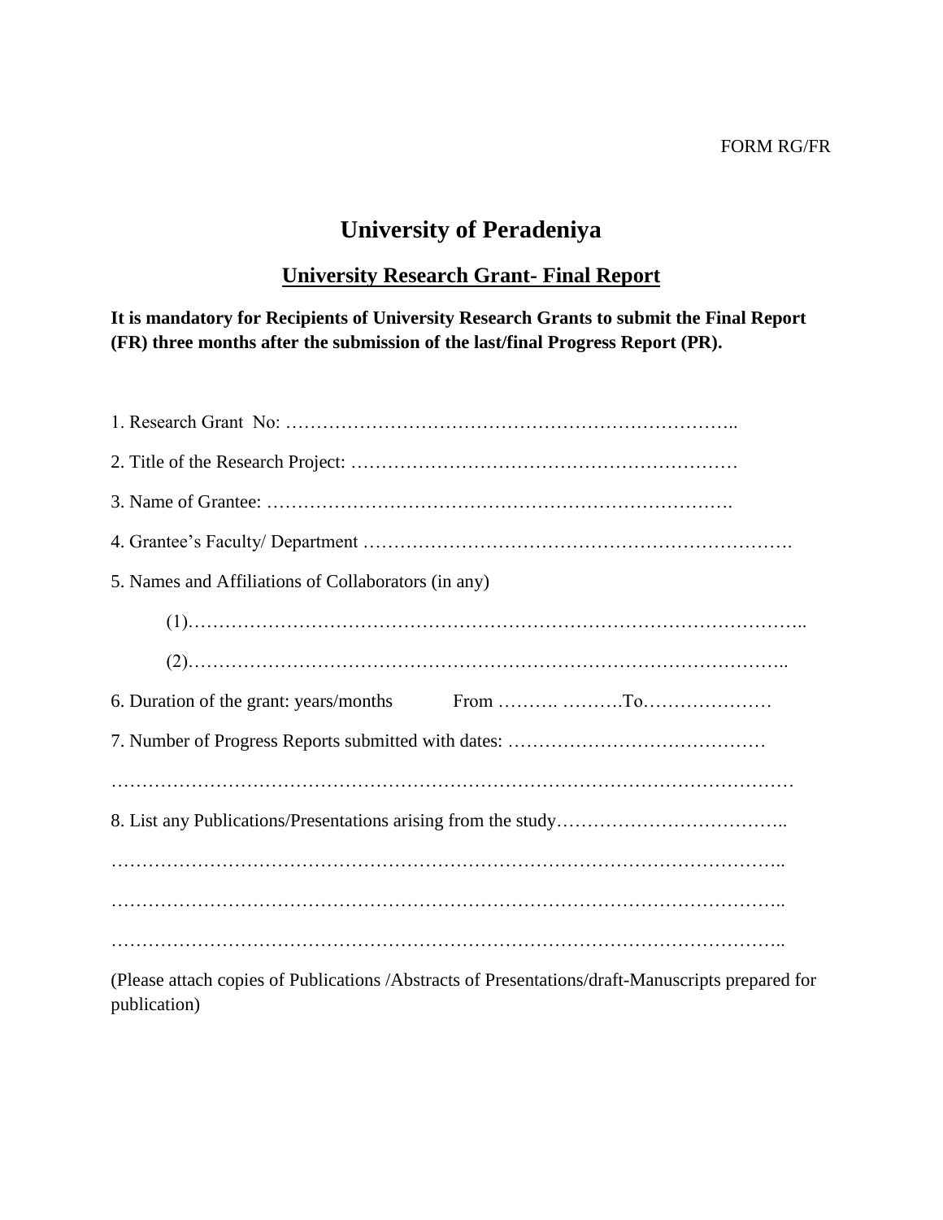FORM RG/FR

# University of Peradeniya

## University Research Grant- Final Report

**It is mandatory for Recipients of University Research Grants to submit the Final Report (FR) three months after the submission of the last/final Progress Report (PR).**

1. Research Grant No: ………………………………………………………………..

2. Title of the Research Project: ………………………………………………………

3. Name of Grantee: ………………………………………………………………….

4. Grantee's Faculty/ Department …………………………………………………………….

5. Names and Affiliations of Collaborators (in any)

   (1)………………………………………………………………………………………..

   (2)……………………………………………………………………………………..

6. Duration of the grant: years/months From ………. ……….To…………………

7. Number of Progress Reports submitted with dates: ……………………………………

…………………………………………………………………………………………………

8. List any Publications/Presentations arising from the study………………………………..

………………………………………………………………………………………………..

………………………………………………………………………………………………..

………………………………………………………………………………………………..

(Please attach copies of Publications /Abstracts of Presentations/draft-Manuscripts prepared for publication)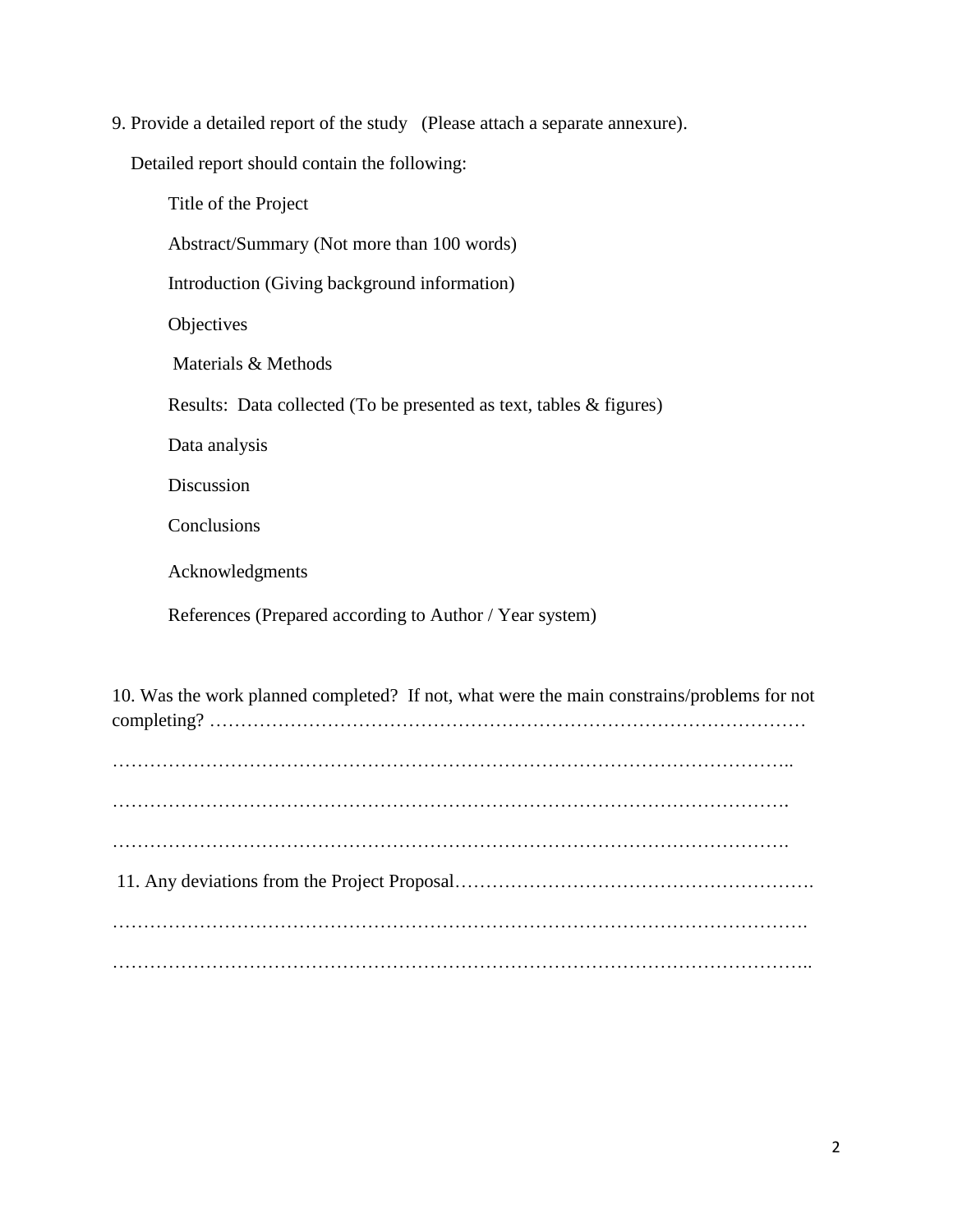9. Provide a detailed report of the study (Please attach a separate annexure).

Detailed report should contain the following:

- Title of the Project
- Abstract/Summary (Not more than 100 words)
- Introduction (Giving background information)
- Objectives
- Materials & Methods
- Results: Data collected (To be presented as text, tables & figures)
- Data analysis
- Discussion
- Conclusions
- Acknowledgments
- References (Prepared according to Author / Year system)

10. Was the work planned completed? If not, what were the main constrains/problems for not completing? …………………………………………………………………………………

………………………………………………………………………………………………..

……………………………………………………………………………………………….

……………………………………………………………………………………………….

11. Any deviations from the Project Proposal……………………………………………….

…………………………………………………………………………………………………

…………………………………………………………………………………………………..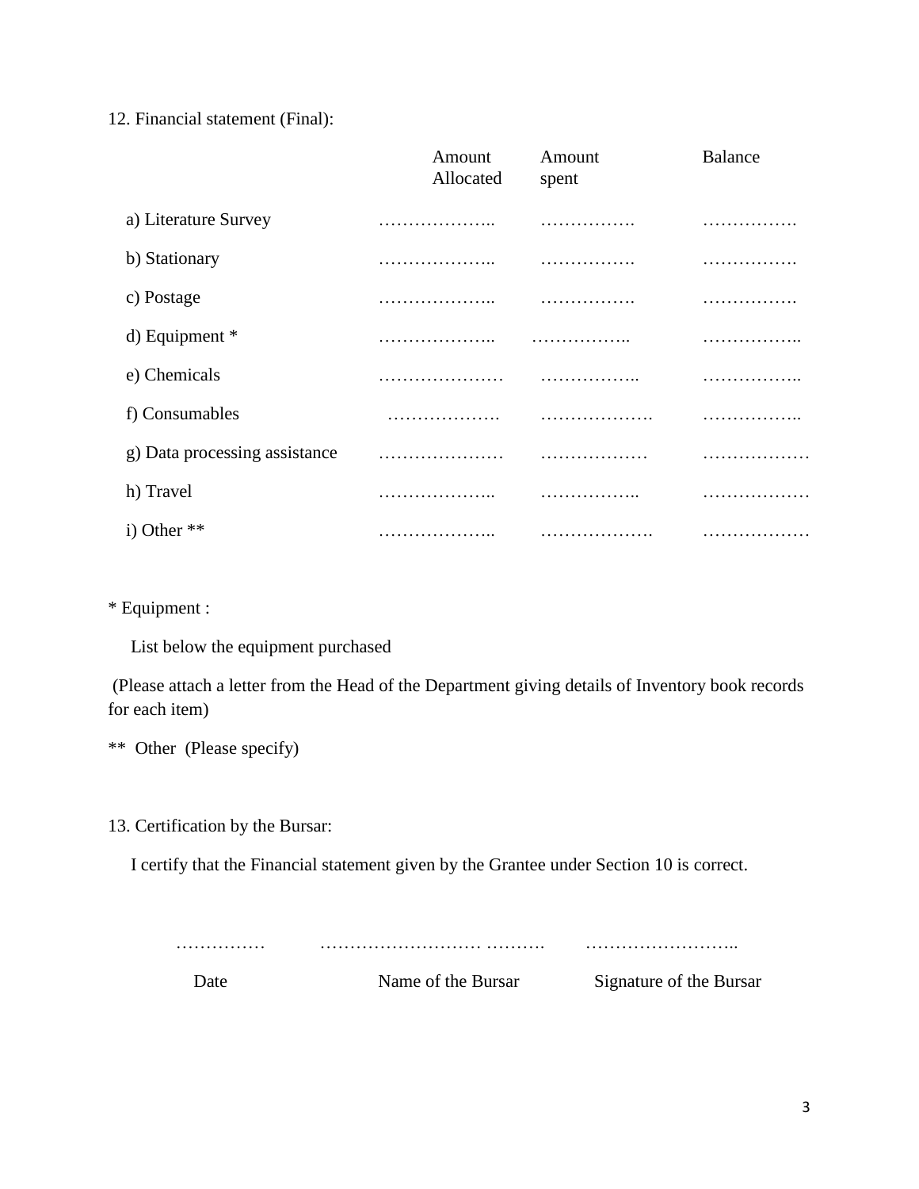12. Financial statement (Final):

| | Amount Allocated | Amount spent | Balance |
|---|---|---|---|
| a) Literature Survey | ……………….. | ……………. | ……………. |
| b) Stationary | ……………….. | ……………. | ……………. |
| c) Postage | ……………….. | ……………. | ……………. |
| d) Equipment * | ……………….. | …………….. | …………….. |
| e) Chemicals | ………………… | …………….. | …………….. |
| f) Consumables | ………………. | ………………. | …………….. |
| g) Data processing assistance | ………………… | ……………… | ……………… |
| h) Travel | ……………….. | …………….. | ……………… |
| i) Other ** | ……………….. | ………………. | ……………… |

\* Equipment :

List below the equipment purchased

(Please attach a letter from the Head of the Department giving details of Inventory book records for each item)

** Other (Please specify)

13. Certification by the Bursar:

I certify that the Financial statement given by the Grantee under Section 10 is correct.

| | | |
|---|---|---|
| …………… | ……………………… ………. | …………………….. |
| Date | Name of the Bursar | Signature of the Bursar |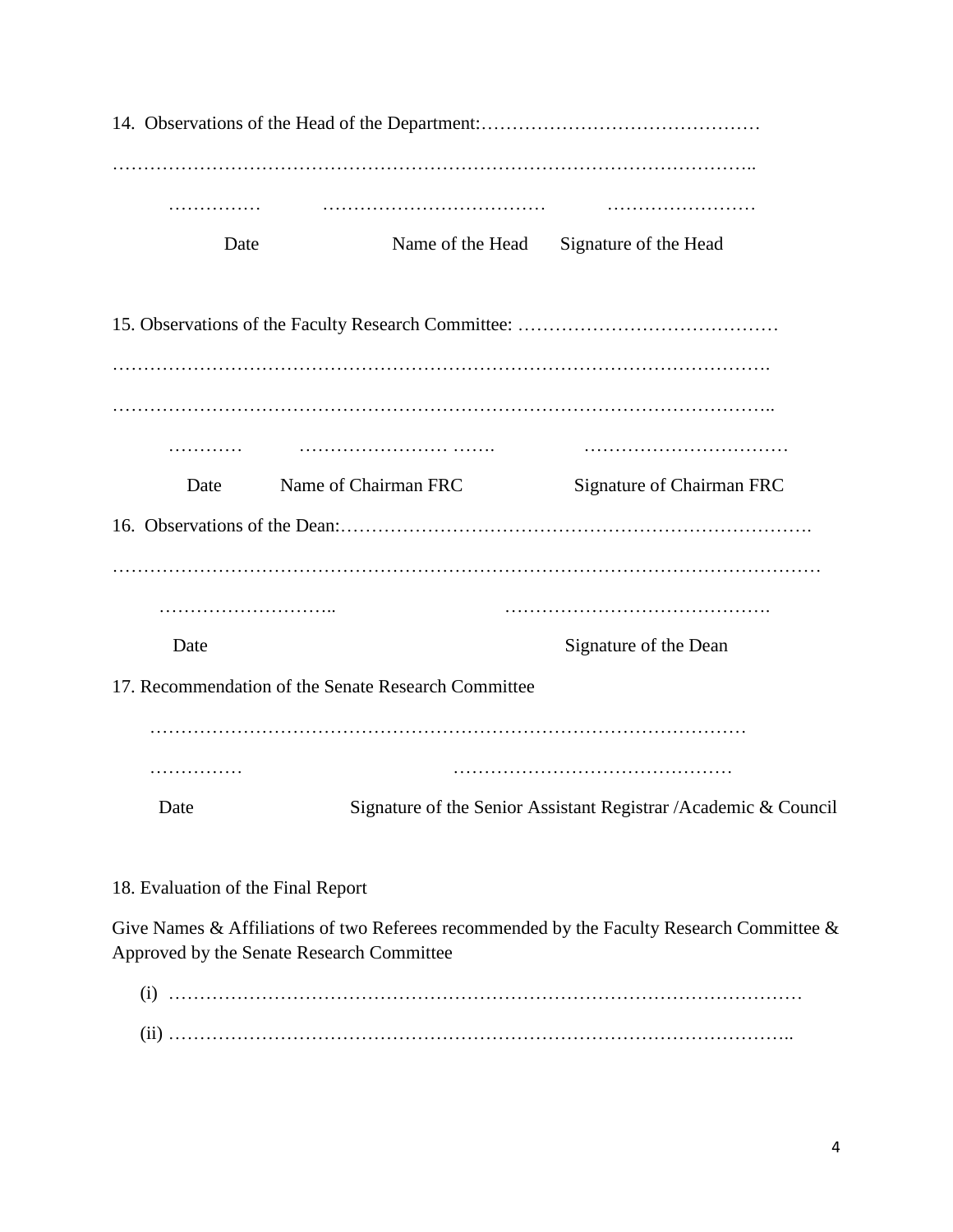14. Observations of the Head of the Department:………………………………………

…………………………………………………………………………………………..

…………… ……………………………… ……………………

Date Name of the Head Signature of the Head

15. Observations of the Faculty Research Committee: ……………………………………

………………………………………………………………………………………….

…………………………………………………………………………………………..

………… …………………… ……. ……………………………

Date Name of Chairman FRC Signature of Chairman FRC

16. Observations of the Dean:……………………………………………………………….

……………………………………………………………………………………………………

……………………….. …………………………………….

Date Signature of the Dean

17. Recommendation of the Senate Research Committee

……………………………………………………………………………………

…………… ………………………………………

Date Signature of the Senior Assistant Registrar /Academic & Council

18. Evaluation of the Final Report

Give Names & Affiliations of two Referees recommended by the Faculty Research Committee & Approved by the Senate Research Committee

(i) ………………………………………………………………………………………

(ii) ……………………………………………………………………………………..